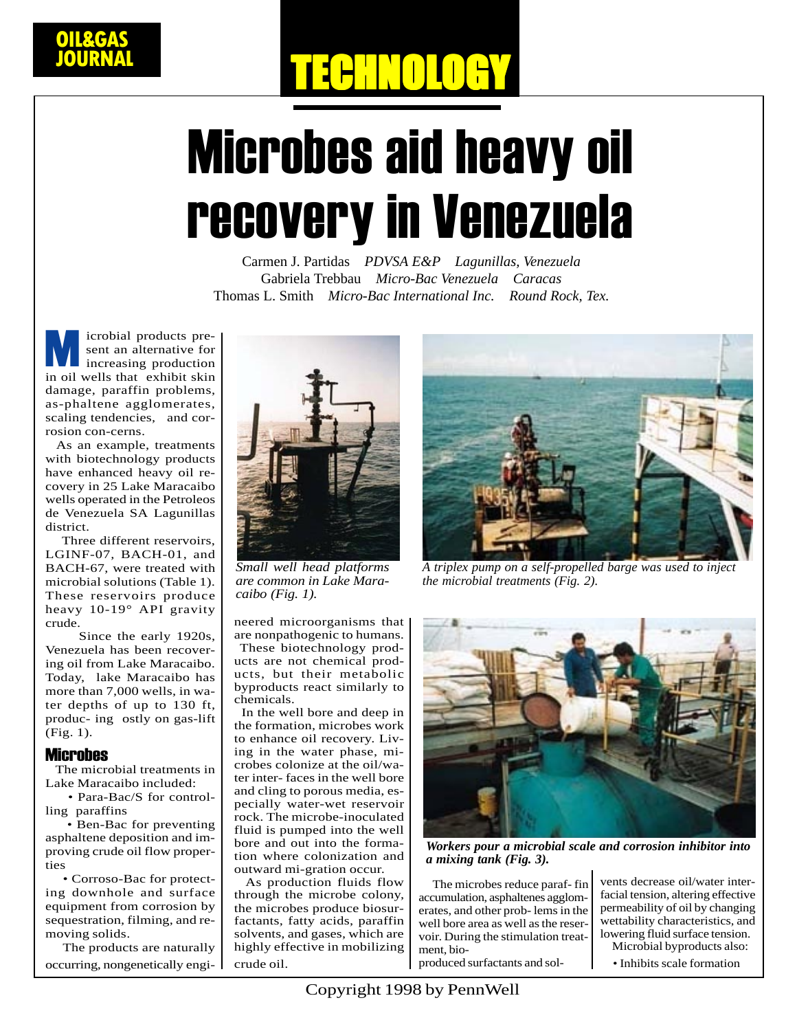# Microbes aid heavy oil recovery in Venezuela

Carmen J. Partidas *PDVSA E&P Lagunillas, Venezuela*
Gabriela Trebbau *Micro-Bac Venezuela Caracas*
Thomas L. Smith *Micro-Bac International Inc. Round Rock, Tex.*

Microbial products present an alternative for increasing production in oil wells that exhibit skin damage, paraffin problems, as-phaltene agglomerates, scaling tendencies, and corrosion con-cerns.

As an example, treatments with biotechnology products have enhanced heavy oil recovery in 25 Lake Maracaibo wells operated in the Petroleos de Venezuela SA Lagunillas district.

Three different reservoirs, LGINF-07, BACH-01, and BACH-67, were treated with microbial solutions (Table 1). These reservoirs produce heavy 10-19° API gravity crude.

Since the early 1920s, Venezuela has been recovering oil from Lake Maracaibo. Today, lake Maracaibo has more than 7,000 wells, in water depths of up to 130 ft, produc- ing ostly on gas-lift (Fig. 1).

## Microbes

The microbial treatments in Lake Maracaibo included:

- Para-Bac/S for controlling paraffins
- Ben-Bac for preventing asphaltene deposition and improving crude oil flow properties
- Corroso-Bac for protecting downhole and surface equipment from corrosion by sequestration, filming, and removing solids.

The products are naturally occurring, nongenetically engineered microorganisms that are nonpathogenic to humans.

Small well head platforms are common in Lake Maracaibo (Fig. 1).

A triplex pump on a self-propelled barge was used to inject the microbial treatments (Fig. 2).

These biotechnology products are not chemical products, but their metabolic byproducts react similarly to chemicals.

In the well bore and deep in the formation, microbes work to enhance oil recovery. Living in the water phase, microbes colonize at the oil/water inter- faces in the well bore and cling to porous media, especially water-wet reservoir rock. The microbe-inoculated fluid is pumped into the well bore and out into the formation where colonization and outward mi-gration occur.

As production fluids flow through the microbe colony, the microbes produce biosurfactants, fatty acids, paraffin solvents, and gases, which are highly effective in mobilizing crude oil.

**Workers pour a microbial scale and corrosion inhibitor into a mixing tank (Fig. 3).**

The microbes reduce paraf- fin accumulation, asphaltenes agglomerates, and other prob- lems in the well bore area as well as the reservoir. During the stimulation treatment, bio-produced surfactants and solvents decrease oil/water interfacial tension, altering effective permeability of oil by changing wettability characteristics, and lowering fluid surface tension.

Microbial byproducts also:

- Inhibits scale formation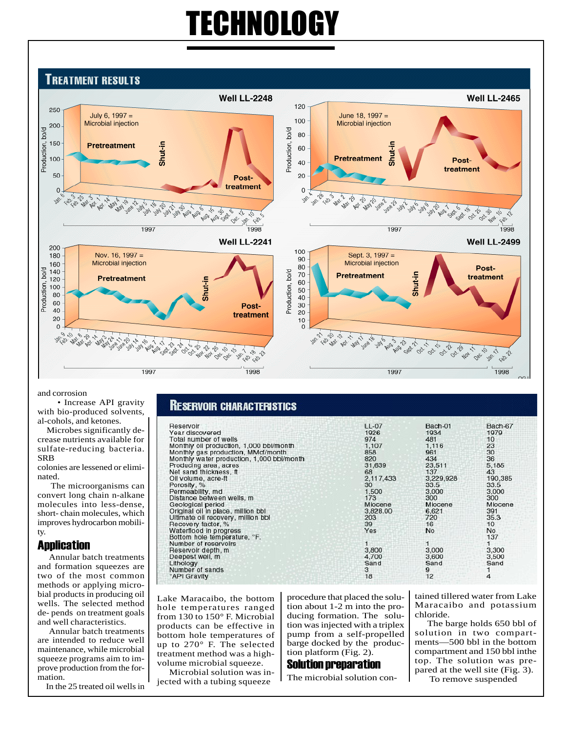## Treatment results

**Well LL-2248**

July 6, 1997 = Microbial injection

Pretreatment — Shut-in — Post-treatment

**Well LL-2465**

June 18, 1997 = Microbial injection

Pretreatment — Shut-in — Post-treatment

**Well LL-2241**

Nov. 16, 1997 = Microbial injection

Pretreatment — Shut-in — Post-treatment

**Well LL-2499**

Sept. 3, 1997 = Microbial injection

Pretreatment — Shut-in — Post-treatment

and corrosion

• Increase API gravity with bio-produced solvents, al-cohols, and ketones.

Microbes significantly de-crease nutrients available for sulfate-reducing bacteria. SRB colonies are lessened or elimi-nated.

The microorganisms can convert long chain n-alkane molecules into less-dense, short- chain molecules, which improves hydrocarbon mobili-ty.

## Reservoir characteristics

| Reservoir | LL-07 | Bach-01 | Bach-67 |
|---|---|---|---|
| Year discovered | 1926 | 1934 | 1979 |
| Total number of wells | 974 | 481 | 10 |
| Monthly oil production, 1,000 bbl/month | 1,107 | 1,116 | 23 |
| Monthly gas production, MMcf/month | 858 | 961 | 30 |
| Monthly water production, 1,000 bbl/month | 820 | 434 | 36 |
| Producing area, acres | 31,639 | 23,511 | 5,185 |
| Net sand thickness, ft | 68 | 137 | 43 |
| Oil volume, acre-ft | 2,117,433 | 3,229,928 | 190,385 |
| Porosity, % | 30 | 33.5 | 33.5 |
| Permeability, md | 1,500 | 3,000 | 3,000 |
| Distance between wells, m | 173 | 300 | 300 |
| Geological period | Miocene | Miocene | Miocene |
| Original oil in place, million bbl | 3,828.00 | 6,621 | 391 |
| Ultimate oil recovery, million bbl | 203 | 720 | 35.3 |
| Recovery factor, % | 39 | 16 | 10 |
| Waterflood in progress | Yes | No | No |
| Bottom hole temperature, °F. | | | 137 |
| Number of reservoirs | 1 | 1 | 1 |
| Reservoir depth, m | 3,800 | 3,000 | 3,300 |
| Deepest well, m | 4,700 | 3,600 | 3,500 |
| Lithology | Sand | Sand | Sand |
| Number of sands | 3 | 9 | 1 |
| °API Gravity | 18 | 12 | 4 |

## Application

Annular batch treatments and formation squeezes are two of the most common methods or applying micro-bial products in producing oil wells. The selected method de- pends on treatment goals and well characteristics.

Annular batch treatments are intended to reduce well maintenance, while microbial squeeze programs aim to im-prove production from the for-mation.

In the 25 treated oil wells in Lake Maracaibo, the bottom hole temperatures ranged from 130 to 150° F. Microbial products can be effective in bottom hole temperatures of up to 270° F. The selected treatment method was a high-volume microbial squeeze.

Microbial solution was in-jected with a tubing squeeze procedure that placed the solu-tion about 1-2 m into the pro-ducing formation. The solu-tion was injected with a triplex pump from a self-propelled barge docked by the produc-tion platform (Fig. 2).

## Solution preparation

The microbial solution con-tained tillered water from Lake Maracaibo and potassium chloride.

The barge holds 650 bbl of solution in two compart-ments—500 bbl in the bottom compartment and 150 bbl inthe top. The solution was pre-pared at the well site (Fig. 3).

To remove suspended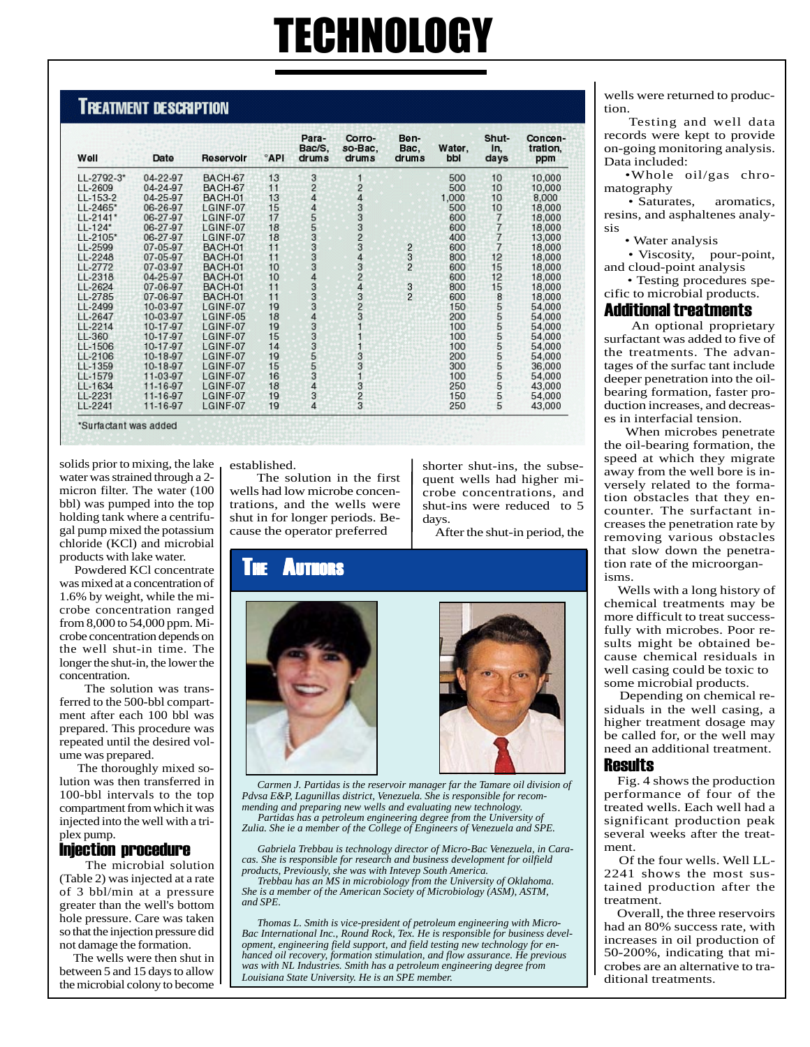## Treatment description

| Well | Date | Reservoir | °API | Para-Bac/S, drums | Corro-so-Bac, drums | Ben-Bac, drums | Water, bbl | Shut-in, days | Concentration, ppm |
|---|---|---|---|---|---|---|---|---|---|
| LL-2792-3* | 04-22-97 | BACH-67 | 13 | 3 | 1 | | 500 | 10 | 10,000 |
| LL-2609 | 04-24-97 | BACH-67 | 11 | 2 | 2 | | 500 | 10 | 10,000 |
| LL-153-2 | 04-25-97 | BACH-01 | 13 | 4 | 4 | | 1,000 | 10 | 8,000 |
| LL-2465* | 06-26-97 | LGINF-07 | 15 | 4 | 3 | | 500 | 10 | 18,000 |
| LL-2141* | 06-27-97 | LGINF-07 | 17 | 5 | 3 | | 600 | 7 | 18,000 |
| LL-124* | 06-27-97 | LGINF-07 | 18 | 5 | 3 | | 600 | 7 | 18,000 |
| LL-2105* | 06-27-97 | LGINF-07 | 18 | 3 | 2 | | 400 | 7 | 13,000 |
| LL-2599 | 07-05-97 | BACH-01 | 11 | 3 | 3 | 2 | 600 | 7 | 18,000 |
| LL-2248 | 07-05-97 | BACH-01 | 11 | 3 | 4 | 3 | 800 | 12 | 18,000 |
| LL-2772 | 07-03-97 | BACH-01 | 10 | 3 | 3 | 2 | 600 | 15 | 18,000 |
| LL-2318 | 04-25-97 | BACH-01 | 10 | 4 | 2 | | 600 | 12 | 18,000 |
| LL-2624 | 07-06-97 | BACH-01 | 11 | 3 | 4 | 3 | 800 | 15 | 18,000 |
| LL-2785 | 07-06-97 | BACH-01 | 11 | 3 | 3 | 2 | 600 | 8 | 18,000 |
| LL-2499 | 10-03-97 | LGINF-07 | 19 | 3 | 2 | | 150 | 5 | 54,000 |
| LL-2647 | 10-03-97 | LGINF-05 | 18 | 4 | 3 | | 200 | 5 | 54,000 |
| LL-2214 | 10-17-97 | LGINF-07 | 19 | 3 | 1 | | 100 | 5 | 54,000 |
| LL-360 | 10-17-97 | LGINF-07 | 15 | 3 | 1 | | 100 | 5 | 54,000 |
| LL-1506 | 10-17-97 | LGINF-07 | 14 | 3 | 1 | | 100 | 5 | 54,000 |
| LL-2106 | 10-18-97 | LGINF-07 | 19 | 5 | 3 | | 200 | 5 | 54,000 |
| LL-1359 | 10-18-97 | LGINF-07 | 15 | 5 | 3 | | 300 | 5 | 36,000 |
| LL-1579 | 11-03-97 | LGINF-07 | 16 | 3 | 1 | | 100 | 5 | 54,000 |
| LL-1634 | 11-16-97 | LGINF-07 | 18 | 4 | 3 | | 250 | 5 | 43,000 |
| LL-2231 | 11-16-97 | LGINF-07 | 19 | 3 | 2 | | 150 | 5 | 54,000 |
| LL-2241 | 11-16-97 | LGINF-07 | 19 | 4 | 3 | | 250 | 5 | 43,000 |

*Surfactant was added

solids prior to mixing, the lake water was strained through a 2-micron filter. The water (100 bbl) was pumped into the top holding tank where a centrifugal pump mixed the potassium chloride (KCl) and microbial products with lake water.

Powdered KCl concentrate was mixed at a concentration of 1.6% by weight, while the microbe concentration ranged from 8,000 to 54,000 ppm. Microbe concentration depends on the well shut-in time. The longer the shut-in, the lower the concentration.

The solution was transferred to the 500-bbl compartment after each 100 bbl was prepared. This procedure was repeated until the desired volume was prepared.

The thoroughly mixed solution was then transferred in 100-bbl intervals to the top compartment from which it was injected into the well with a triplex pump.

### Injection procedure

The microbial solution (Table 2) was injected at a rate of 3 bbl/min at a pressure greater than the well's bottom hole pressure. Care was taken so that the injection pressure did not damage the formation.

The wells were then shut in between 5 and 15 days to allow the microbial colony to become established.

The solution in the first wells had low microbe concentrations, and the wells were shut in for longer periods. Because the operator preferred shorter shut-ins, the subsequent wells had higher microbe concentrations, and shut-ins were reduced to 5 days.

After the shut-in period, the wells were returned to production.

Testing and well data records were kept to provide on-going monitoring analysis. Data included:

- Whole oil/gas chromatography
- Saturates, aromatics, resins, and asphaltenes analysis
- Water analysis
- Viscosity, pour-point, and cloud-point analysis
- Testing procedures specific to microbial products.

### Additional treatments

An optional proprietary surfactant was added to five of the treatments. The advantages of the surfac tant include deeper penetration into the oil-bearing formation, faster production increases, and decreases in interfacial tension.

When microbes penetrate the oil-bearing formation, the speed at which they migrate away from the well bore is inversely related to the formation obstacles that they encounter. The surfactant increases the penetration rate by removing various obstacles that slow down the penetration rate of the microorganisms.

Wells with a long history of chemical treatments may be more difficult to treat successfully with microbes. Poor results might be obtained because chemical residuals in well casing could be toxic to some microbial products.

Depending on chemical residuals in the well casing, a higher treatment dosage may be called for, or the well may need an additional treatment.

### Results

Fig. 4 shows the production performance of four of the treated wells. Each well had a significant production peak several weeks after the treatment.

Of the four wells. Well LL-2241 shows the most sustained production after the treatment.

Overall, the three reservoirs had an 80% success rate, with increases in oil production of 50-200%, indicating that microbes are an alternative to traditional treatments.

## The Authors

*Carmen J. Partidas is the reservoir manager far the Tamare oil division of Pdvsa E&P, Lagunillas district, Venezuela. She is responsible for recommending and preparing new wells and evaluating new technology. Partidas has a petroleum engineering degree from the University of Zulia. She ie a member of the College of Engineers of Venezuela and SPE.*

*Gabriela Trebbau is technology director of Micro-Bac Venezuela, in Caracas. She is responsible for research and business development for oilfield products, Previously, she was with Intevep South America. Trebbau has an MS in microbiology from the University of Oklahoma. She is a member of the American Society of Microbiology (ASM), ASTM, and SPE.*

*Thomas L. Smith is vice-president of petroleum engineering with Micro-Bac International Inc., Round Rock, Tex. He is responsible for business development, engineering field support, and field testing new technology for enhanced oil recovery, formation stimulation, and flow assurance. He previous was with NL Industries. Smith has a petroleum engineering degree from Louisiana State University. He is an SPE member.*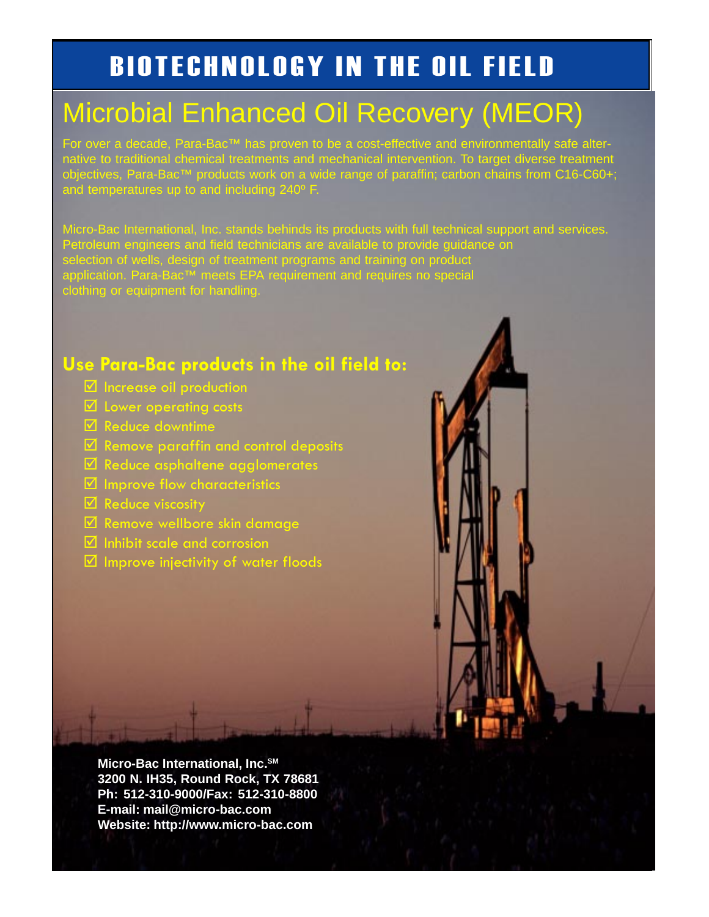# BIOTECHNOLOGY IN THE OIL FIELD

## Microbial Enhanced Oil Recovery (MEOR)

For over a decade, Para-Bac™ has proven to be a cost-effective and environmentally safe alternative to traditional chemical treatments and mechanical intervention. To target diverse treatment objectives, Para-Bac™ products work on a wide range of paraffin; carbon chains from C16-C60+; and temperatures up to and including 240º F.

Micro-Bac International, Inc. stands behinds its products with full technical support and services. Petroleum engineers and field technicians are available to provide guidance on selection of wells, design of treatment programs and training on product application. Para-Bac™ meets EPA requirement and requires no special clothing or equipment for handling.

### Use Para-Bac products in the oil field to:

- ☑ Increase oil production
- ☑ Lower operating costs
- ☑ Reduce downtime
- ☑ Remove paraffin and control deposits
- ☑ Reduce asphaltene agglomerates
- ☑ Improve flow characteristics
- ☑ Reduce viscosity
- ☑ Remove wellbore skin damage
- ☑ Inhibit scale and corrosion
- ☑ Improve injectivity of water floods

**Micro-Bac International, Inc.[SM]**
**3200 N. IH35, Round Rock, TX 78681**
**Ph: 512-310-9000/Fax: 512-310-8800**
**E-mail: mail@micro-bac.com**
**Website: http://www.micro-bac.com**